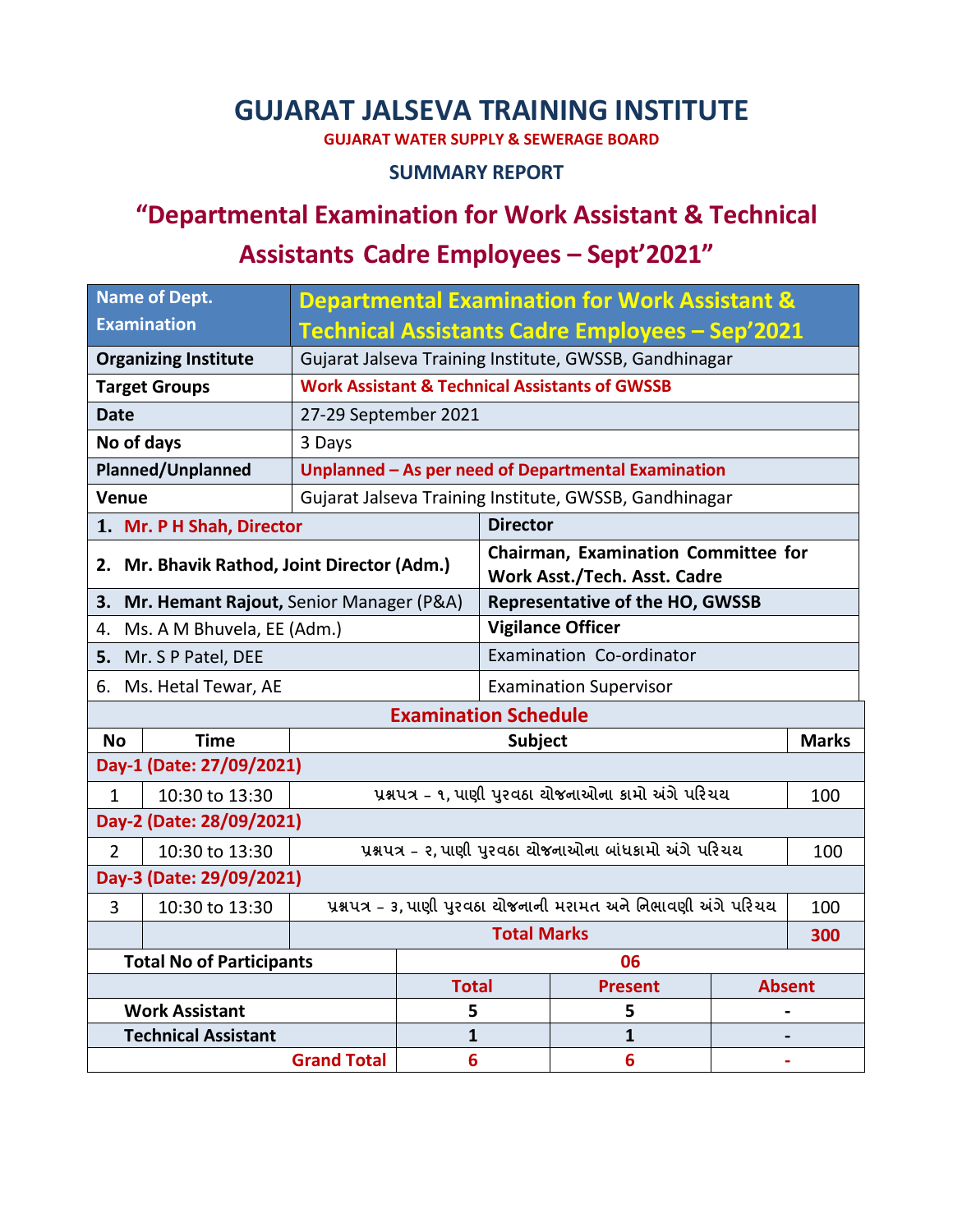# GUJARAT JALSEVA TRAINING INSTITUTE

**GUJARAT WATER SUPPLY & SEWERAGE BOARD**

## SUMMARY REPORT

## "Departmental Examination for Work Assistant & Technical Assistants Cadre Employees – Sept'2021"

| Name of Dept. Examination | Departmental Examination for Work Assistant & Technical Assistants Cadre Employees – Sep'2021 |
|---|---|
| **Organizing Institute** | Gujarat Jalseva Training Institute, GWSSB, Gandhinagar |
| **Target Groups** | **Work Assistant & Technical Assistants of GWSSB** |
| **Date** | 27-29 September 2021 |
| **No of days** | 3 Days |
| **Planned/Unplanned** | **Unplanned – As per need of Departmental Examination** |
| **Venue** | Gujarat Jalseva Training Institute, GWSSB, Gandhinagar |

| Name | Role |
|---|---|
| 1. **Mr. P H Shah, Director** | **Director** |
| 2. **Mr. Bhavik Rathod, Joint Director (Adm.)** | **Chairman, Examination Committee for Work Asst./Tech. Asst. Cadre** |
| 3. **Mr. Hemant Rajout,** Senior Manager (P&A) | **Representative of the HO, GWSSB** |
| 4. Ms. A M Bhuvela, EE (Adm.) | **Vigilance Officer** |
| 5. Mr. S P Patel, DEE | Examination Co-ordinator |
| 6. Ms. Hetal Tewar, AE | Examination Supervisor |

**Examination Schedule**

| No | Time | Subject | Marks |
|---|---|---|---|
| **Day-1 (Date: 27/09/2021)** | | | |
| 1 | 10:30 to 13:30 | પ્રશ્નપત્ર – ૧, પાણી પુરવઠા યોજનાઓના કામો અંગે પરિચય | 100 |
| **Day-2 (Date: 28/09/2021)** | | | |
| 2 | 10:30 to 13:30 | પ્રશ્નપત્ર – ૨, પાણી પુરવઠા યોજનાઓના બાંધકામો અંગે પરિચય | 100 |
| **Day-3 (Date: 29/09/2021)** | | | |
| 3 | 10:30 to 13:30 | પ્રશ્નપત્ર – ૩, પાણી પુરવઠા યોજનાની મરામત અને નિભાવણી અંગે પરિચય | 100 |
| | | **Total Marks** | **300** |

| Total No of Participants | 06 | | |
|---|---|---|---|
| | **Total** | **Present** | **Absent** |
| **Work Assistant** | 5 | 5 | - |
| **Technical Assistant** | 1 | 1 | - |
| **Grand Total** | 6 | 6 | - |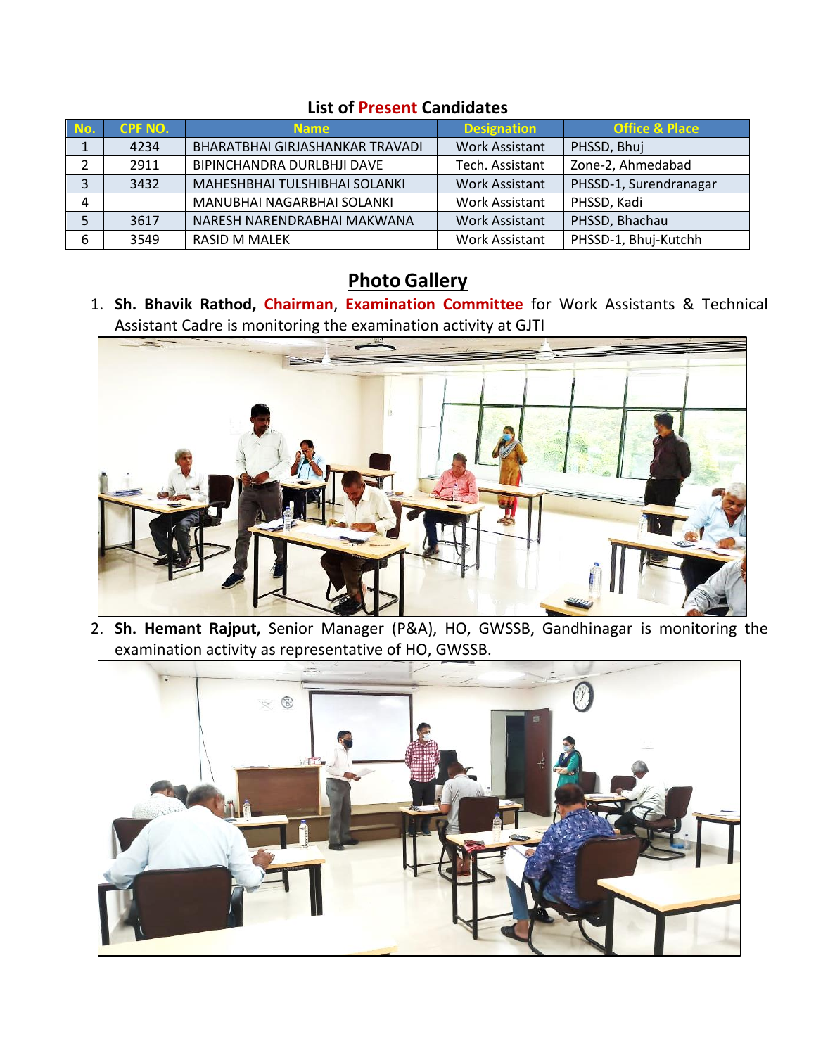## List of Present Candidates

| No. | CPF NO. | Name | Designation | Office & Place |
|---|---|---|---|---|
| 1 | 4234 | BHARATBHAI GIRJASHANKAR TRAVADI | Work Assistant | PHSSD, Bhuj |
| 2 | 2911 | BIPINCHANDRA DURLBHJI DAVE | Tech. Assistant | Zone-2, Ahmedabad |
| 3 | 3432 | MAHESHBHAI TULSHIBHAI SOLANKI | Work Assistant | PHSSD-1, Surendranagar |
| 4 | | MANUBHAI NAGARBHAI SOLANKI | Work Assistant | PHSSD, Kadi |
| 5 | 3617 | NARESH NARENDRABHAI MAKWANA | Work Assistant | PHSSD, Bhachau |
| 6 | 3549 | RASID M MALEK | Work Assistant | PHSSD-1, Bhuj-Kutchh |

## Photo Gallery

1. **Sh. Bhavik Rathod, Chairman, Examination Committee** for Work Assistants & Technical Assistant Cadre is monitoring the examination activity at GJTI

2. **Sh. Hemant Rajput,** Senior Manager (P&A), HO, GWSSB, Gandhinagar is monitoring the examination activity as representative of HO, GWSSB.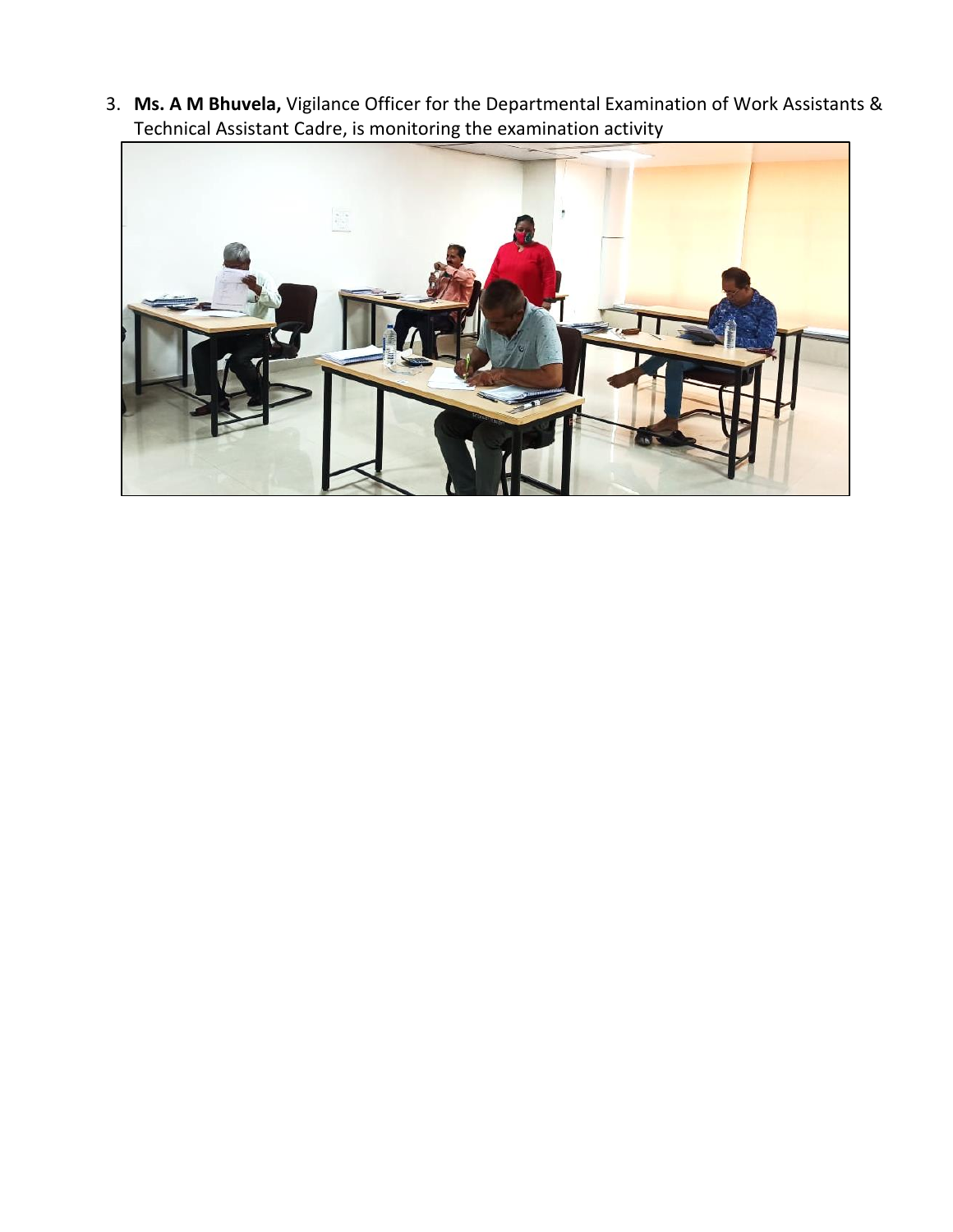3. **Ms. A M Bhuvela,** Vigilance Officer for the Departmental Examination of Work Assistants & Technical Assistant Cadre, is monitoring the examination activity